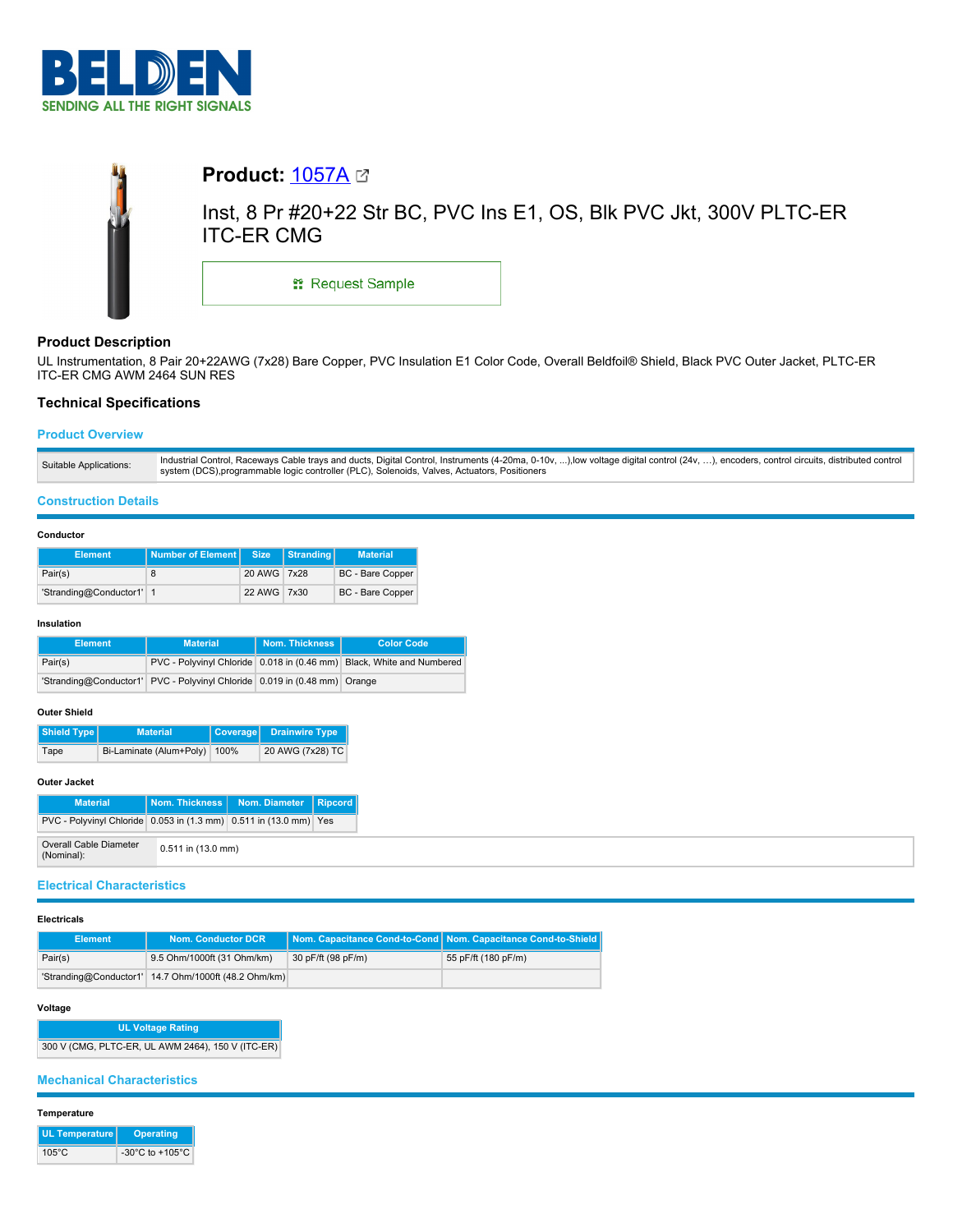# BELDEN
SENDING ALL THE RIGHT SIGNALS

## Product: 1057A

Inst, 8 Pr #20+22 Str BC, PVC Ins E1, OS, Blk PVC Jkt, 300V PLTC-ER ITC-ER CMG

Request Sample

## Product Description

UL Instrumentation, 8 Pair 20+22AWG (7x28) Bare Copper, PVC Insulation E1 Color Code, Overall Beldfoil® Shield, Black PVC Outer Jacket, PLTC-ER ITC-ER CMG AWM 2464 SUN RES

## Technical Specifications

### Product Overview

| | |
|---|---|
| Suitable Applications: | Industrial Control, Raceways Cable trays and ducts, Digital Control, Instruments (4-20ma, 0-10v, ...),low voltage digital control (24v, …), encoders, control circuits, distributed control system (DCS),programmable logic controller (PLC), Solenoids, Valves, Actuators, Positioners |

### Construction Details

#### Conductor

| Element | Number of Element | Size | Stranding | Material |
|---|---|---|---|---|
| Pair(s) | 8 | 20 AWG | 7x28 | BC - Bare Copper |
| 'Stranding@Conductor1' | 1 | 22 AWG | 7x30 | BC - Bare Copper |

#### Insulation

| Element | Material | Nom. Thickness | Color Code |
|---|---|---|---|
| Pair(s) | PVC - Polyvinyl Chloride | 0.018 in (0.46 mm) | Black, White and Numbered |
| 'Stranding@Conductor1' | PVC - Polyvinyl Chloride | 0.019 in (0.48 mm) | Orange |

#### Outer Shield

| Shield Type | Material | Coverage | Drainwire Type |
|---|---|---|---|
| Tape | Bi-Laminate (Alum+Poly) | 100% | 20 AWG (7x28) TC |

#### Outer Jacket

| Material | Nom. Thickness | Nom. Diameter | Ripcord |
|---|---|---|---|
| PVC - Polyvinyl Chloride | 0.053 in (1.3 mm) | 0.511 in (13.0 mm) | Yes |

| | |
|---|---|
| Overall Cable Diameter (Nominal): | 0.511 in (13.0 mm) |

### Electrical Characteristics

#### Electricals

| Element | Nom. Conductor DCR | Nom. Capacitance Cond-to-Cond | Nom. Capacitance Cond-to-Shield |
|---|---|---|---|
| Pair(s) | 9.5 Ohm/1000ft (31 Ohm/km) | 30 pF/ft (98 pF/m) | 55 pF/ft (180 pF/m) |
| 'Stranding@Conductor1' | 14.7 Ohm/1000ft (48.2 Ohm/km) | | |

#### Voltage

| UL Voltage Rating |
|---|
| 300 V (CMG, PLTC-ER, UL AWM 2464), 150 V (ITC-ER) |

### Mechanical Characteristics

#### Temperature

| UL Temperature | Operating |
|---|---|
| 105°C | -30°C to +105°C |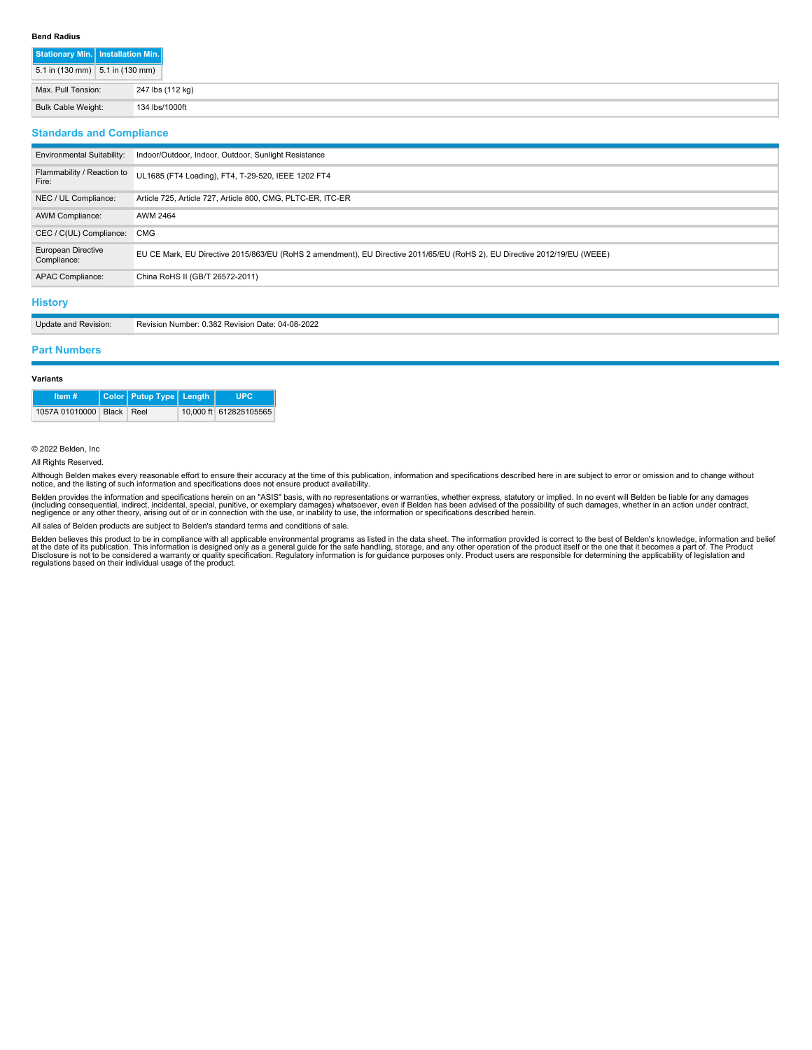**Bend Radius**

| Stationary Min. | Installation Min. |
| --- | --- |
| 5.1 in (130 mm) | 5.1 in (130 mm) |

| | |
| --- | --- |
| Max. Pull Tension: | 247 lbs (112 kg) |
| Bulk Cable Weight: | 134 lbs/1000ft |

## Standards and Compliance

| | |
| --- | --- |
| Environmental Suitability: | Indoor/Outdoor, Indoor, Outdoor, Sunlight Resistance |
| Flammability / Reaction to Fire: | UL1685 (FT4 Loading), FT4, T-29-520, IEEE 1202 FT4 |
| NEC / UL Compliance: | Article 725, Article 727, Article 800, CMG, PLTC-ER, ITC-ER |
| AWM Compliance: | AWM 2464 |
| CEC / C(UL) Compliance: | CMG |
| European Directive Compliance: | EU CE Mark, EU Directive 2015/863/EU (RoHS 2 amendment), EU Directive 2011/65/EU (RoHS 2), EU Directive 2012/19/EU (WEEE) |
| APAC Compliance: | China RoHS II (GB/T 26572-2011) |

## History

| | |
| --- | --- |
| Update and Revision: | Revision Number: 0.382 Revision Date: 04-08-2022 |

## Part Numbers

**Variants**

| Item # | Color | Putup Type | Length | UPC |
| --- | --- | --- | --- | --- |
| 1057A 01010000 | Black | Reel | 10,000 ft | 612825105565 |

© 2022 Belden, Inc

All Rights Reserved.

Although Belden makes every reasonable effort to ensure their accuracy at the time of this publication, information and specifications described here in are subject to error or omission and to change without notice, and the listing of such information and specifications does not ensure product availability.

Belden provides the information and specifications herein on an "ASIS" basis, with no representations or warranties, whether express, statutory or implied. In no event will Belden be liable for any damages (including consequential, indirect, incidental, special, punitive, or exemplary damages) whatsoever, even if Belden has been advised of the possibility of such damages, whether in an action under contract, negligence or any other theory, arising out of or in connection with the use, or inability to use, the information or specifications described herein.

All sales of Belden products are subject to Belden's standard terms and conditions of sale.

Belden believes this product to be in compliance with all applicable environmental programs as listed in the data sheet. The information provided is correct to the best of Belden's knowledge, information and belief at the date of its publication. This information is designed only as a general guide for the safe handling, storage, and any other operation of the product itself or the one that it becomes a part of. The Product Disclosure is not to be considered a warranty or quality specification. Regulatory information is for guidance purposes only. Product users are responsible for determining the applicability of legislation and regulations based on their individual usage of the product.